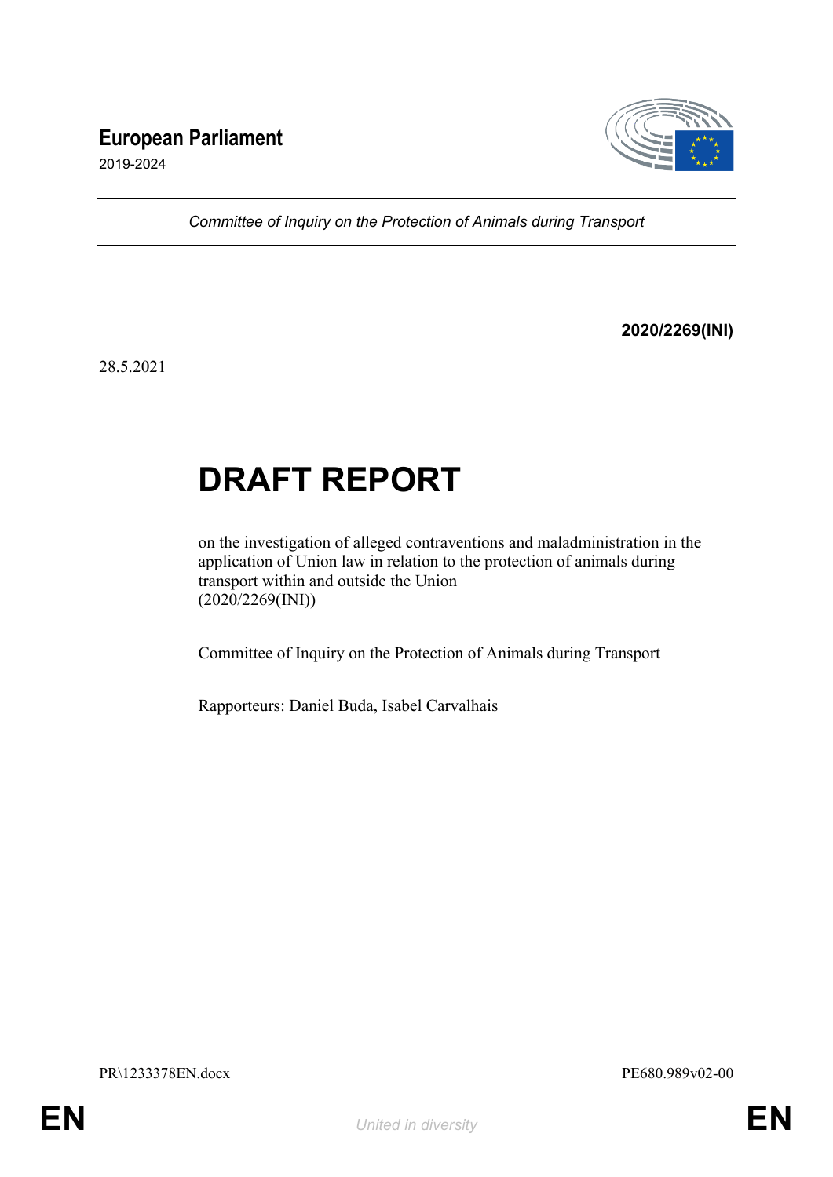**European Parliament**

2019-2024

*Committee of Inquiry on the Protection of Animals during Transport*

**2020/2269(INI)**

28.5.2021

# DRAFT REPORT

on the investigation of alleged contraventions and maladministration in the application of Union law in relation to the protection of animals during transport within and outside the Union
(2020/2269(INI))

Committee of Inquiry on the Protection of Animals during Transport

Rapporteurs: Daniel Buda, Isabel Carvalhais

PR\1233378EN.docx PE680.989v02-00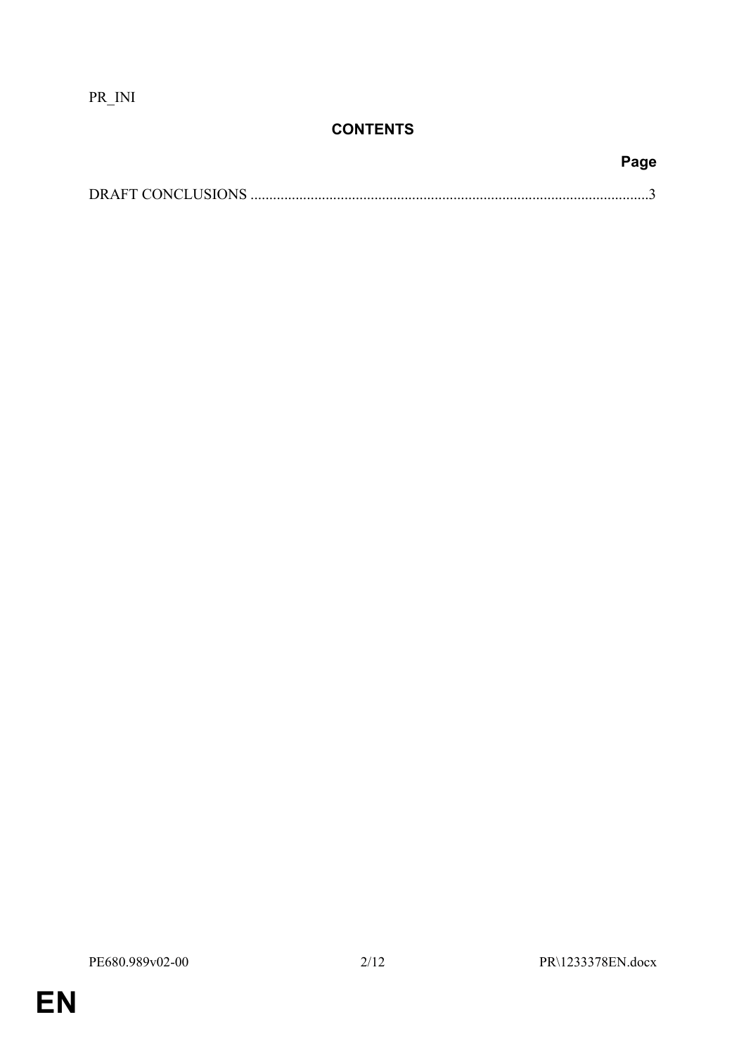PR_INI

## CONTENTS

| | Page |
|---|---|
| DRAFT CONCLUSIONS | 3 |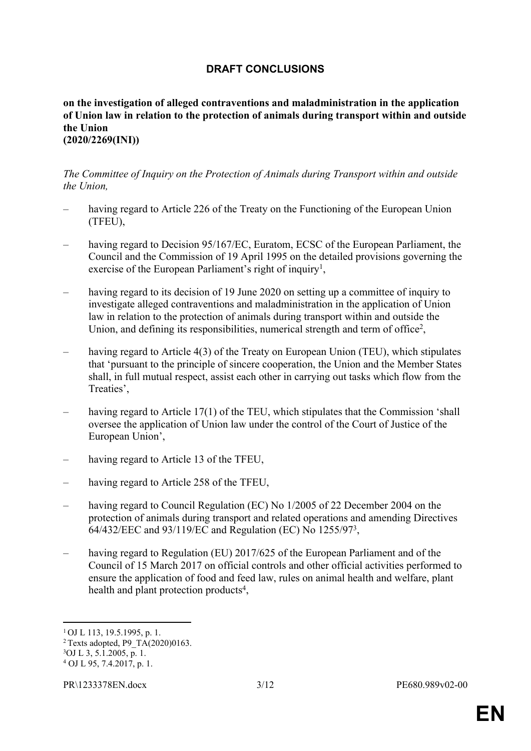## DRAFT CONCLUSIONS

**on the investigation of alleged contraventions and maladministration in the application of Union law in relation to the protection of animals during transport within and outside the Union**
**(2020/2269(INI))**

*The Committee of Inquiry on the Protection of Animals during Transport within and outside the Union,*

– having regard to Article 226 of the Treaty on the Functioning of the European Union (TFEU),

– having regard to Decision 95/167/EC, Euratom, ECSC of the European Parliament, the Council and the Commission of 19 April 1995 on the detailed provisions governing the exercise of the European Parliament's right of inquiry[1],

– having regard to its decision of 19 June 2020 on setting up a committee of inquiry to investigate alleged contraventions and maladministration in the application of Union law in relation to the protection of animals during transport within and outside the Union, and defining its responsibilities, numerical strength and term of office[2],

– having regard to Article 4(3) of the Treaty on European Union (TEU), which stipulates that 'pursuant to the principle of sincere cooperation, the Union and the Member States shall, in full mutual respect, assist each other in carrying out tasks which flow from the Treaties',

– having regard to Article 17(1) of the TEU, which stipulates that the Commission 'shall oversee the application of Union law under the control of the Court of Justice of the European Union',

– having regard to Article 13 of the TFEU,

– having regard to Article 258 of the TFEU,

– having regard to Council Regulation (EC) No 1/2005 of 22 December 2004 on the protection of animals during transport and related operations and amending Directives 64/432/EEC and 93/119/EC and Regulation (EC) No 1255/97[3],

– having regard to Regulation (EU) 2017/625 of the European Parliament and of the Council of 15 March 2017 on official controls and other official activities performed to ensure the application of food and feed law, rules on animal health and welfare, plant health and plant protection products[4],

---

[1] OJ L 113, 19.5.1995, p. 1.
[2] Texts adopted, P9_TA(2020)0163.
[3] OJ L 3, 5.1.2005, p. 1.
[4] OJ L 95, 7.4.2017, p. 1.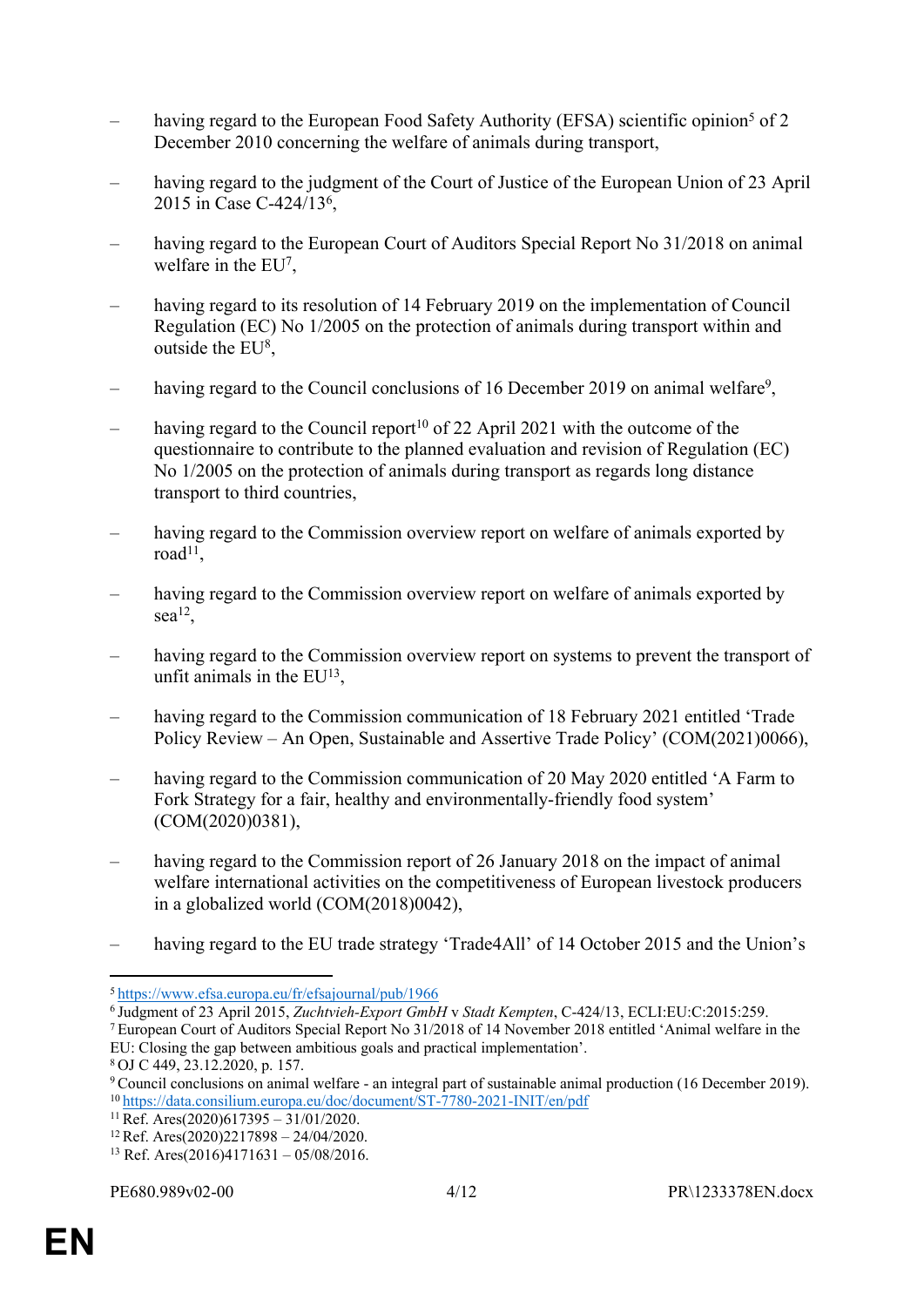- having regard to the European Food Safety Authority (EFSA) scientific opinion[5] of 2 December 2010 concerning the welfare of animals during transport,

- having regard to the judgment of the Court of Justice of the European Union of 23 April 2015 in Case C-424/13[6],

- having regard to the European Court of Auditors Special Report No 31/2018 on animal welfare in the EU[7],

- having regard to its resolution of 14 February 2019 on the implementation of Council Regulation (EC) No 1/2005 on the protection of animals during transport within and outside the EU[8],

- having regard to the Council conclusions of 16 December 2019 on animal welfare[9],

- having regard to the Council report[10] of 22 April 2021 with the outcome of the questionnaire to contribute to the planned evaluation and revision of Regulation (EC) No 1/2005 on the protection of animals during transport as regards long distance transport to third countries,

- having regard to the Commission overview report on welfare of animals exported by road[11],

- having regard to the Commission overview report on welfare of animals exported by sea[12],

- having regard to the Commission overview report on systems to prevent the transport of unfit animals in the EU[13],

- having regard to the Commission communication of 18 February 2021 entitled 'Trade Policy Review – An Open, Sustainable and Assertive Trade Policy' (COM(2021)0066),

- having regard to the Commission communication of 20 May 2020 entitled 'A Farm to Fork Strategy for a fair, healthy and environmentally-friendly food system' (COM(2020)0381),

- having regard to the Commission report of 26 January 2018 on the impact of animal welfare international activities on the competitiveness of European livestock producers in a globalized world (COM(2018)0042),

- having regard to the EU trade strategy 'Trade4All' of 14 October 2015 and the Union's

---

[5] https://www.efsa.europa.eu/fr/efsajournal/pub/1966
[6] Judgment of 23 April 2015, *Zuchtvieh-Export GmbH* v *Stadt Kempten*, C-424/13, ECLI:EU:C:2015:259.
[7] European Court of Auditors Special Report No 31/2018 of 14 November 2018 entitled 'Animal welfare in the EU: Closing the gap between ambitious goals and practical implementation'.
[8] OJ C 449, 23.12.2020, p. 157.
[9] Council conclusions on animal welfare - an integral part of sustainable animal production (16 December 2019).
[10] https://data.consilium.europa.eu/doc/document/ST-7780-2021-INIT/en/pdf
[11] Ref. Ares(2020)617395 – 31/01/2020.
[12] Ref. Ares(2020)2217898 – 24/04/2020.
[13] Ref. Ares(2016)4171631 – 05/08/2016.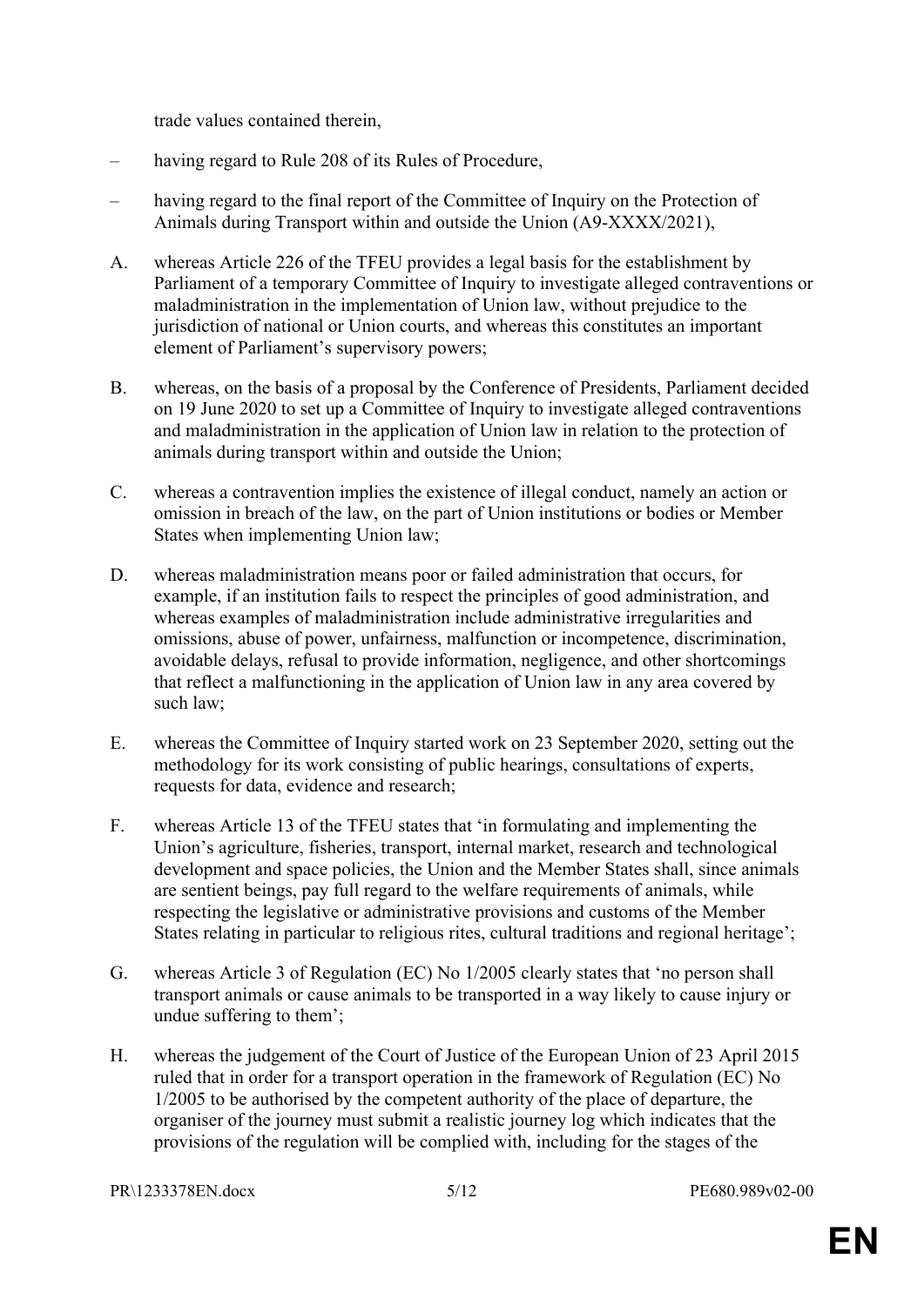trade values contained therein,

– having regard to Rule 208 of its Rules of Procedure,

– having regard to the final report of the Committee of Inquiry on the Protection of Animals during Transport within and outside the Union (A9-XXXX/2021),

A. whereas Article 226 of the TFEU provides a legal basis for the establishment by Parliament of a temporary Committee of Inquiry to investigate alleged contraventions or maladministration in the implementation of Union law, without prejudice to the jurisdiction of national or Union courts, and whereas this constitutes an important element of Parliament's supervisory powers;

B. whereas, on the basis of a proposal by the Conference of Presidents, Parliament decided on 19 June 2020 to set up a Committee of Inquiry to investigate alleged contraventions and maladministration in the application of Union law in relation to the protection of animals during transport within and outside the Union;

C. whereas a contravention implies the existence of illegal conduct, namely an action or omission in breach of the law, on the part of Union institutions or bodies or Member States when implementing Union law;

D. whereas maladministration means poor or failed administration that occurs, for example, if an institution fails to respect the principles of good administration, and whereas examples of maladministration include administrative irregularities and omissions, abuse of power, unfairness, malfunction or incompetence, discrimination, avoidable delays, refusal to provide information, negligence, and other shortcomings that reflect a malfunctioning in the application of Union law in any area covered by such law;

E. whereas the Committee of Inquiry started work on 23 September 2020, setting out the methodology for its work consisting of public hearings, consultations of experts, requests for data, evidence and research;

F. whereas Article 13 of the TFEU states that 'in formulating and implementing the Union's agriculture, fisheries, transport, internal market, research and technological development and space policies, the Union and the Member States shall, since animals are sentient beings, pay full regard to the welfare requirements of animals, while respecting the legislative or administrative provisions and customs of the Member States relating in particular to religious rites, cultural traditions and regional heritage';

G. whereas Article 3 of Regulation (EC) No 1/2005 clearly states that 'no person shall transport animals or cause animals to be transported in a way likely to cause injury or undue suffering to them';

H. whereas the judgement of the Court of Justice of the European Union of 23 April 2015 ruled that in order for a transport operation in the framework of Regulation (EC) No 1/2005 to be authorised by the competent authority of the place of departure, the organiser of the journey must submit a realistic journey log which indicates that the provisions of the regulation will be complied with, including for the stages of the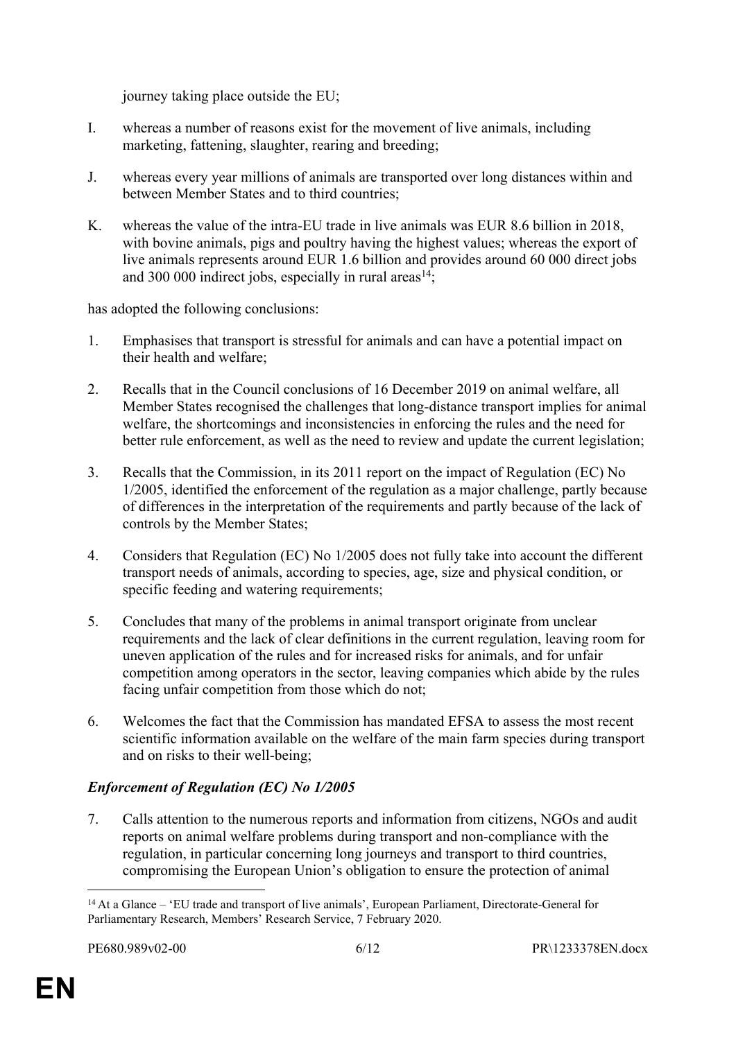journey taking place outside the EU;

I. whereas a number of reasons exist for the movement of live animals, including marketing, fattening, slaughter, rearing and breeding;

J. whereas every year millions of animals are transported over long distances within and between Member States and to third countries;

K. whereas the value of the intra-EU trade in live animals was EUR 8.6 billion in 2018, with bovine animals, pigs and poultry having the highest values; whereas the export of live animals represents around EUR 1.6 billion and provides around 60 000 direct jobs and 300 000 indirect jobs, especially in rural areas[14];

has adopted the following conclusions:

1. Emphasises that transport is stressful for animals and can have a potential impact on their health and welfare;

2. Recalls that in the Council conclusions of 16 December 2019 on animal welfare, all Member States recognised the challenges that long-distance transport implies for animal welfare, the shortcomings and inconsistencies in enforcing the rules and the need for better rule enforcement, as well as the need to review and update the current legislation;

3. Recalls that the Commission, in its 2011 report on the impact of Regulation (EC) No 1/2005, identified the enforcement of the regulation as a major challenge, partly because of differences in the interpretation of the requirements and partly because of the lack of controls by the Member States;

4. Considers that Regulation (EC) No 1/2005 does not fully take into account the different transport needs of animals, according to species, age, size and physical condition, or specific feeding and watering requirements;

5. Concludes that many of the problems in animal transport originate from unclear requirements and the lack of clear definitions in the current regulation, leaving room for uneven application of the rules and for increased risks for animals, and for unfair competition among operators in the sector, leaving companies which abide by the rules facing unfair competition from those which do not;

6. Welcomes the fact that the Commission has mandated EFSA to assess the most recent scientific information available on the welfare of the main farm species during transport and on risks to their well-being;

***Enforcement of Regulation (EC) No 1/2005***

7. Calls attention to the numerous reports and information from citizens, NGOs and audit reports on animal welfare problems during transport and non-compliance with the regulation, in particular concerning long journeys and transport to third countries, compromising the European Union's obligation to ensure the protection of animal

[14] At a Glance – 'EU trade and transport of live animals', European Parliament, Directorate-General for Parliamentary Research, Members' Research Service, 7 February 2020.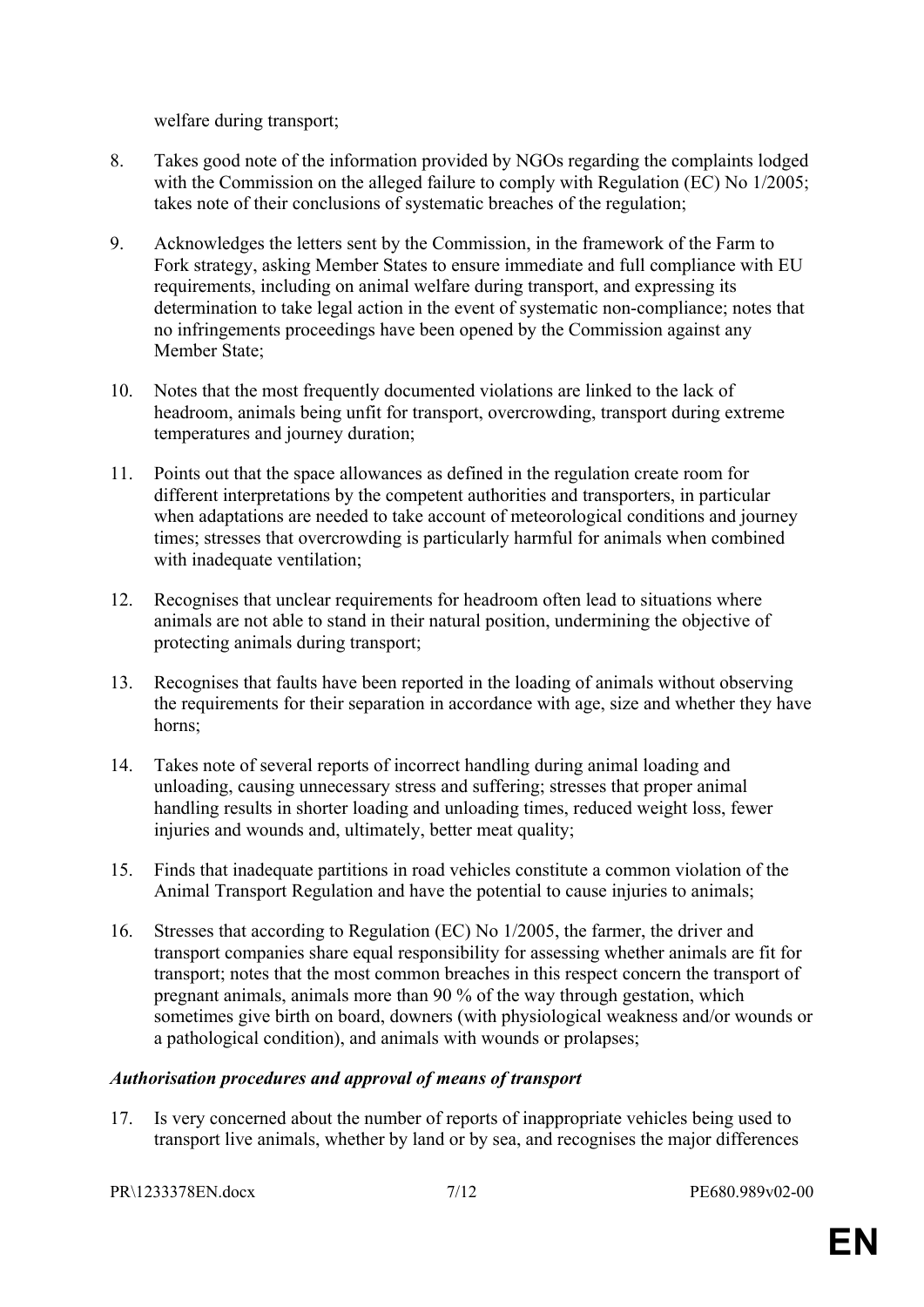welfare during transport;

8. Takes good note of the information provided by NGOs regarding the complaints lodged with the Commission on the alleged failure to comply with Regulation (EC) No 1/2005; takes note of their conclusions of systematic breaches of the regulation;

9. Acknowledges the letters sent by the Commission, in the framework of the Farm to Fork strategy, asking Member States to ensure immediate and full compliance with EU requirements, including on animal welfare during transport, and expressing its determination to take legal action in the event of systematic non-compliance; notes that no infringements proceedings have been opened by the Commission against any Member State;

10. Notes that the most frequently documented violations are linked to the lack of headroom, animals being unfit for transport, overcrowding, transport during extreme temperatures and journey duration;

11. Points out that the space allowances as defined in the regulation create room for different interpretations by the competent authorities and transporters, in particular when adaptations are needed to take account of meteorological conditions and journey times; stresses that overcrowding is particularly harmful for animals when combined with inadequate ventilation;

12. Recognises that unclear requirements for headroom often lead to situations where animals are not able to stand in their natural position, undermining the objective of protecting animals during transport;

13. Recognises that faults have been reported in the loading of animals without observing the requirements for their separation in accordance with age, size and whether they have horns;

14. Takes note of several reports of incorrect handling during animal loading and unloading, causing unnecessary stress and suffering; stresses that proper animal handling results in shorter loading and unloading times, reduced weight loss, fewer injuries and wounds and, ultimately, better meat quality;

15. Finds that inadequate partitions in road vehicles constitute a common violation of the Animal Transport Regulation and have the potential to cause injuries to animals;

16. Stresses that according to Regulation (EC) No 1/2005, the farmer, the driver and transport companies share equal responsibility for assessing whether animals are fit for transport; notes that the most common breaches in this respect concern the transport of pregnant animals, animals more than 90 % of the way through gestation, which sometimes give birth on board, downers (with physiological weakness and/or wounds or a pathological condition), and animals with wounds or prolapses;

***Authorisation procedures and approval of means of transport***

17. Is very concerned about the number of reports of inappropriate vehicles being used to transport live animals, whether by land or by sea, and recognises the major differences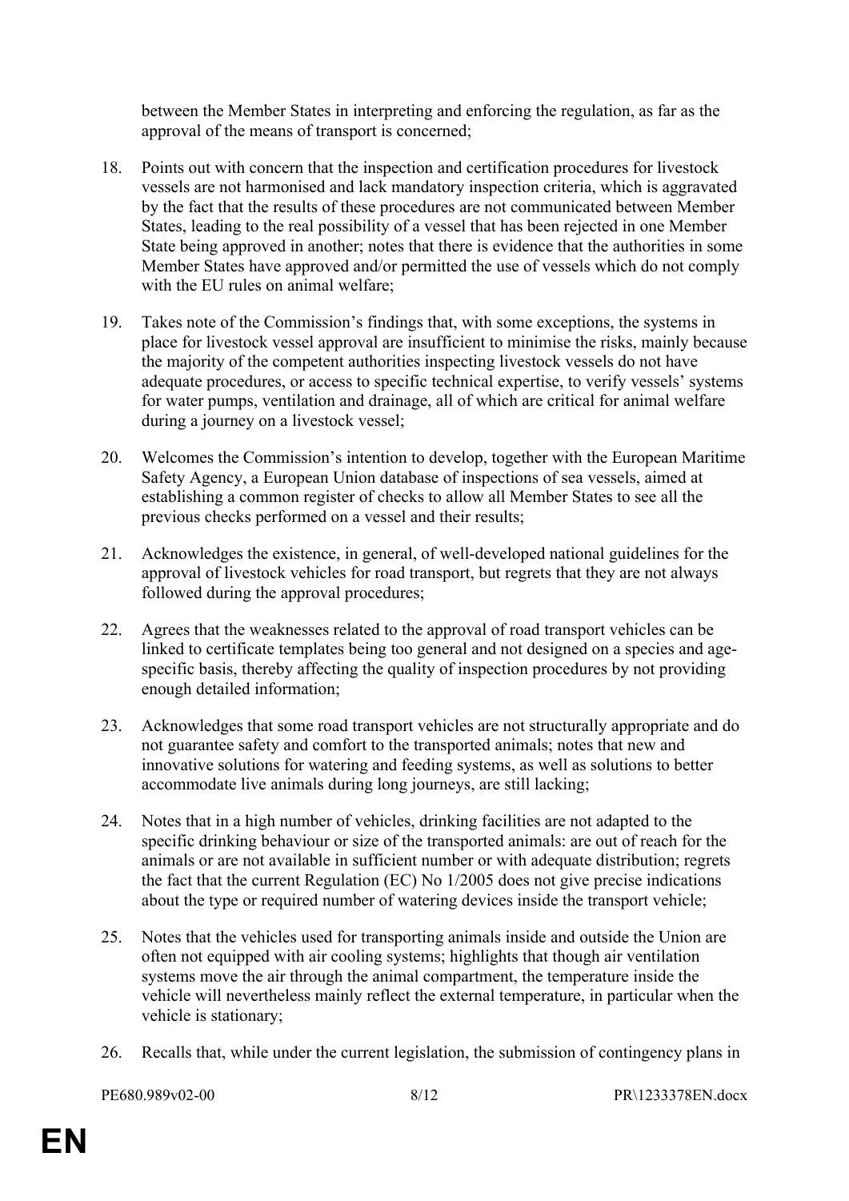between the Member States in interpreting and enforcing the regulation, as far as the approval of the means of transport is concerned;

18. Points out with concern that the inspection and certification procedures for livestock vessels are not harmonised and lack mandatory inspection criteria, which is aggravated by the fact that the results of these procedures are not communicated between Member States, leading to the real possibility of a vessel that has been rejected in one Member State being approved in another; notes that there is evidence that the authorities in some Member States have approved and/or permitted the use of vessels which do not comply with the EU rules on animal welfare;

19. Takes note of the Commission's findings that, with some exceptions, the systems in place for livestock vessel approval are insufficient to minimise the risks, mainly because the majority of the competent authorities inspecting livestock vessels do not have adequate procedures, or access to specific technical expertise, to verify vessels' systems for water pumps, ventilation and drainage, all of which are critical for animal welfare during a journey on a livestock vessel;

20. Welcomes the Commission's intention to develop, together with the European Maritime Safety Agency, a European Union database of inspections of sea vessels, aimed at establishing a common register of checks to allow all Member States to see all the previous checks performed on a vessel and their results;

21. Acknowledges the existence, in general, of well-developed national guidelines for the approval of livestock vehicles for road transport, but regrets that they are not always followed during the approval procedures;

22. Agrees that the weaknesses related to the approval of road transport vehicles can be linked to certificate templates being too general and not designed on a species and age-specific basis, thereby affecting the quality of inspection procedures by not providing enough detailed information;

23. Acknowledges that some road transport vehicles are not structurally appropriate and do not guarantee safety and comfort to the transported animals; notes that new and innovative solutions for watering and feeding systems, as well as solutions to better accommodate live animals during long journeys, are still lacking;

24. Notes that in a high number of vehicles, drinking facilities are not adapted to the specific drinking behaviour or size of the transported animals: are out of reach for the animals or are not available in sufficient number or with adequate distribution; regrets the fact that the current Regulation (EC) No 1/2005 does not give precise indications about the type or required number of watering devices inside the transport vehicle;

25. Notes that the vehicles used for transporting animals inside and outside the Union are often not equipped with air cooling systems; highlights that though air ventilation systems move the air through the animal compartment, the temperature inside the vehicle will nevertheless mainly reflect the external temperature, in particular when the vehicle is stationary;

26. Recalls that, while under the current legislation, the submission of contingency plans in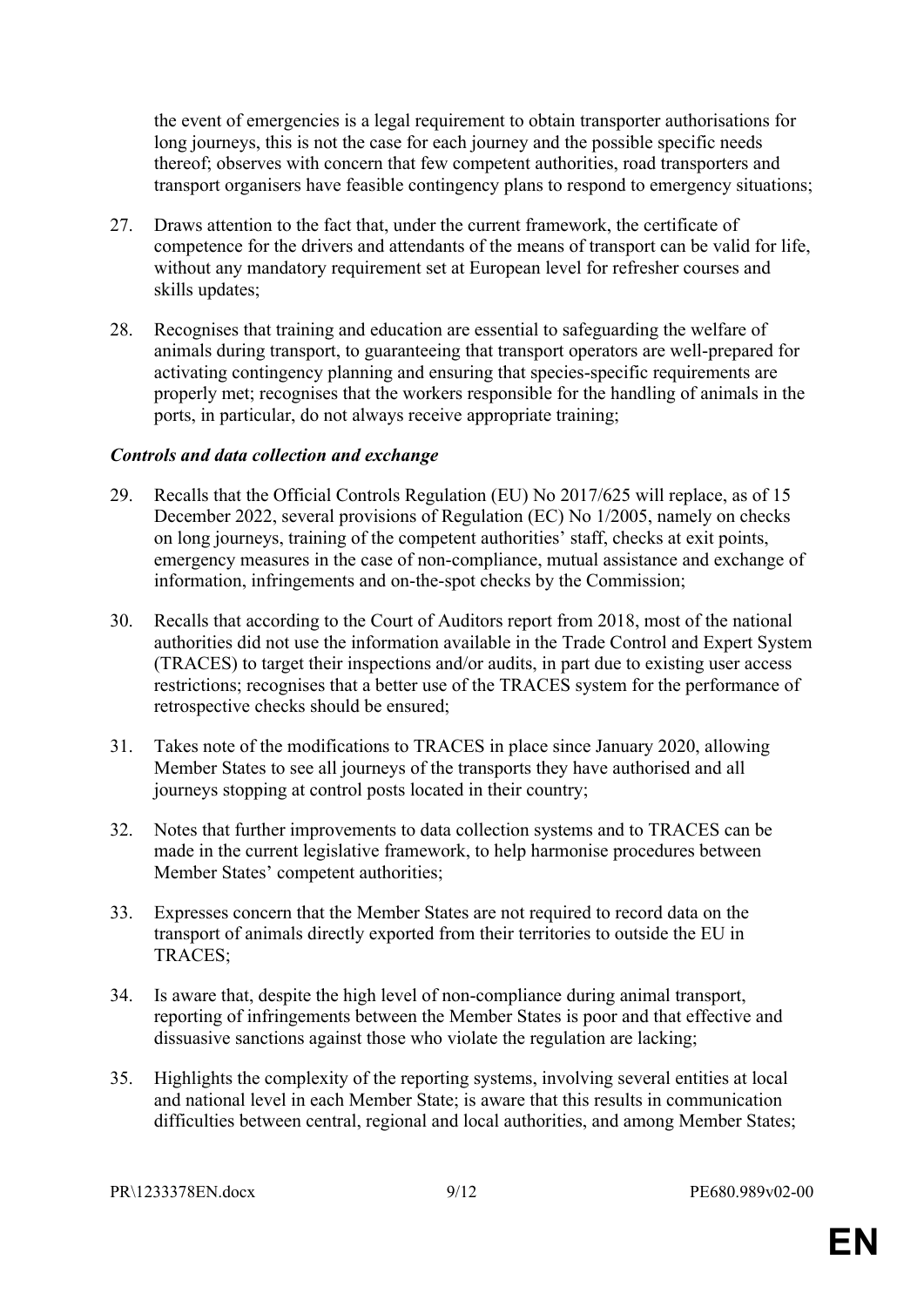the event of emergencies is a legal requirement to obtain transporter authorisations for long journeys, this is not the case for each journey and the possible specific needs thereof; observes with concern that few competent authorities, road transporters and transport organisers have feasible contingency plans to respond to emergency situations;

27. Draws attention to the fact that, under the current framework, the certificate of competence for the drivers and attendants of the means of transport can be valid for life, without any mandatory requirement set at European level for refresher courses and skills updates;

28. Recognises that training and education are essential to safeguarding the welfare of animals during transport, to guaranteeing that transport operators are well-prepared for activating contingency planning and ensuring that species-specific requirements are properly met; recognises that the workers responsible for the handling of animals in the ports, in particular, do not always receive appropriate training;

***Controls and data collection and exchange***

29. Recalls that the Official Controls Regulation (EU) No 2017/625 will replace, as of 15 December 2022, several provisions of Regulation (EC) No 1/2005, namely on checks on long journeys, training of the competent authorities' staff, checks at exit points, emergency measures in the case of non-compliance, mutual assistance and exchange of information, infringements and on-the-spot checks by the Commission;

30. Recalls that according to the Court of Auditors report from 2018, most of the national authorities did not use the information available in the Trade Control and Expert System (TRACES) to target their inspections and/or audits, in part due to existing user access restrictions; recognises that a better use of the TRACES system for the performance of retrospective checks should be ensured;

31. Takes note of the modifications to TRACES in place since January 2020, allowing Member States to see all journeys of the transports they have authorised and all journeys stopping at control posts located in their country;

32. Notes that further improvements to data collection systems and to TRACES can be made in the current legislative framework, to help harmonise procedures between Member States' competent authorities;

33. Expresses concern that the Member States are not required to record data on the transport of animals directly exported from their territories to outside the EU in TRACES;

34. Is aware that, despite the high level of non-compliance during animal transport, reporting of infringements between the Member States is poor and that effective and dissuasive sanctions against those who violate the regulation are lacking;

35. Highlights the complexity of the reporting systems, involving several entities at local and national level in each Member State; is aware that this results in communication difficulties between central, regional and local authorities, and among Member States;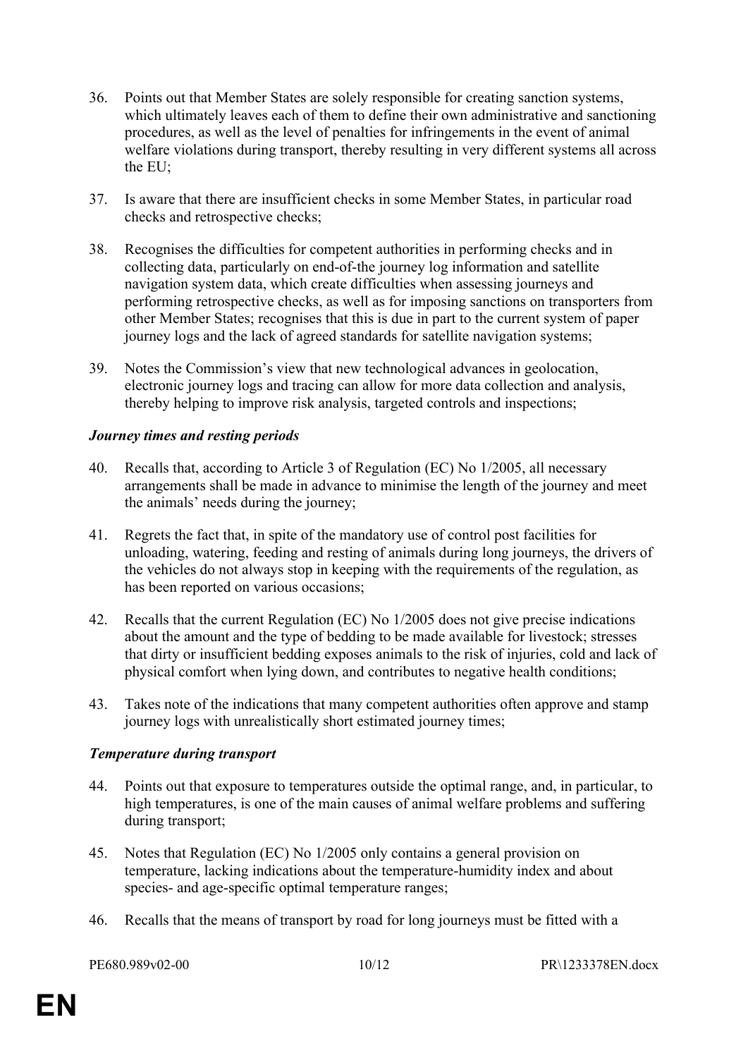36. Points out that Member States are solely responsible for creating sanction systems, which ultimately leaves each of them to define their own administrative and sanctioning procedures, as well as the level of penalties for infringements in the event of animal welfare violations during transport, thereby resulting in very different systems all across the EU;

37. Is aware that there are insufficient checks in some Member States, in particular road checks and retrospective checks;

38. Recognises the difficulties for competent authorities in performing checks and in collecting data, particularly on end-of-the journey log information and satellite navigation system data, which create difficulties when assessing journeys and performing retrospective checks, as well as for imposing sanctions on transporters from other Member States; recognises that this is due in part to the current system of paper journey logs and the lack of agreed standards for satellite navigation systems;

39. Notes the Commission's view that new technological advances in geolocation, electronic journey logs and tracing can allow for more data collection and analysis, thereby helping to improve risk analysis, targeted controls and inspections;

### *Journey times and resting periods*

40. Recalls that, according to Article 3 of Regulation (EC) No 1/2005, all necessary arrangements shall be made in advance to minimise the length of the journey and meet the animals' needs during the journey;

41. Regrets the fact that, in spite of the mandatory use of control post facilities for unloading, watering, feeding and resting of animals during long journeys, the drivers of the vehicles do not always stop in keeping with the requirements of the regulation, as has been reported on various occasions;

42. Recalls that the current Regulation (EC) No 1/2005 does not give precise indications about the amount and the type of bedding to be made available for livestock; stresses that dirty or insufficient bedding exposes animals to the risk of injuries, cold and lack of physical comfort when lying down, and contributes to negative health conditions;

43. Takes note of the indications that many competent authorities often approve and stamp journey logs with unrealistically short estimated journey times;

### *Temperature during transport*

44. Points out that exposure to temperatures outside the optimal range, and, in particular, to high temperatures, is one of the main causes of animal welfare problems and suffering during transport;

45. Notes that Regulation (EC) No 1/2005 only contains a general provision on temperature, lacking indications about the temperature-humidity index and about species- and age-specific optimal temperature ranges;

46. Recalls that the means of transport by road for long journeys must be fitted with a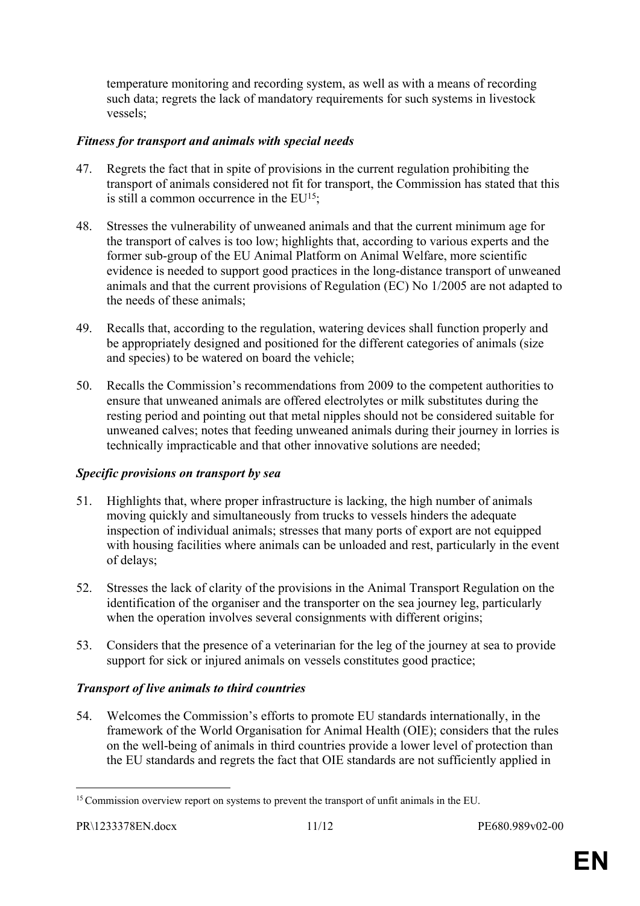temperature monitoring and recording system, as well as with a means of recording such data; regrets the lack of mandatory requirements for such systems in livestock vessels;

### *Fitness for transport and animals with special needs*

47. Regrets the fact that in spite of provisions in the current regulation prohibiting the transport of animals considered not fit for transport, the Commission has stated that this is still a common occurrence in the EU[15];

48. Stresses the vulnerability of unweaned animals and that the current minimum age for the transport of calves is too low; highlights that, according to various experts and the former sub-group of the EU Animal Platform on Animal Welfare, more scientific evidence is needed to support good practices in the long-distance transport of unweaned animals and that the current provisions of Regulation (EC) No 1/2005 are not adapted to the needs of these animals;

49. Recalls that, according to the regulation, watering devices shall function properly and be appropriately designed and positioned for the different categories of animals (size and species) to be watered on board the vehicle;

50. Recalls the Commission's recommendations from 2009 to the competent authorities to ensure that unweaned animals are offered electrolytes or milk substitutes during the resting period and pointing out that metal nipples should not be considered suitable for unweaned calves; notes that feeding unweaned animals during their journey in lorries is technically impracticable and that other innovative solutions are needed;

### *Specific provisions on transport by sea*

51. Highlights that, where proper infrastructure is lacking, the high number of animals moving quickly and simultaneously from trucks to vessels hinders the adequate inspection of individual animals; stresses that many ports of export are not equipped with housing facilities where animals can be unloaded and rest, particularly in the event of delays;

52. Stresses the lack of clarity of the provisions in the Animal Transport Regulation on the identification of the organiser and the transporter on the sea journey leg, particularly when the operation involves several consignments with different origins;

53. Considers that the presence of a veterinarian for the leg of the journey at sea to provide support for sick or injured animals on vessels constitutes good practice;

### *Transport of live animals to third countries*

54. Welcomes the Commission's efforts to promote EU standards internationally, in the framework of the World Organisation for Animal Health (OIE); considers that the rules on the well-being of animals in third countries provide a lower level of protection than the EU standards and regrets the fact that OIE standards are not sufficiently applied in

---

[15] Commission overview report on systems to prevent the transport of unfit animals in the EU.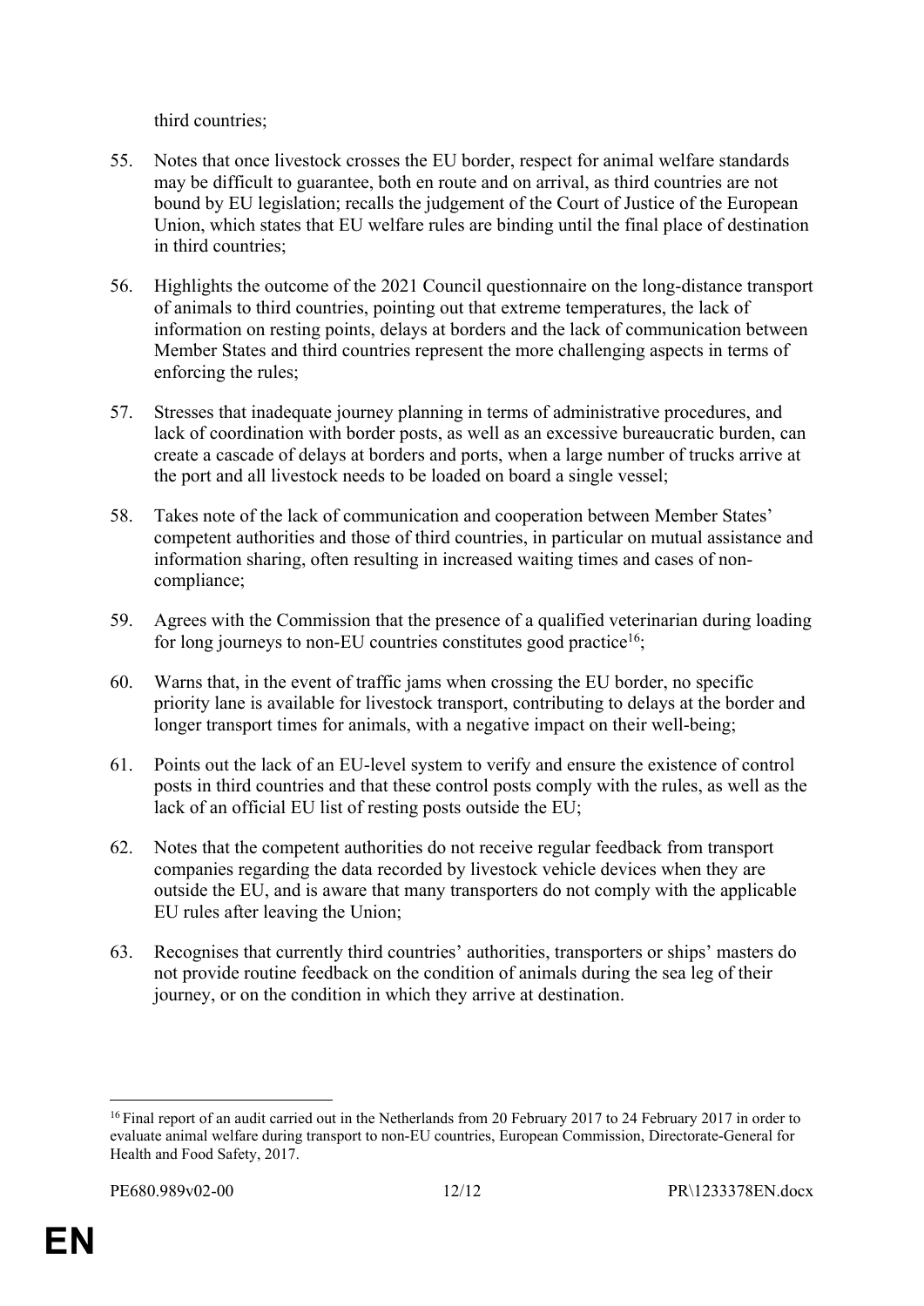third countries;

55. Notes that once livestock crosses the EU border, respect for animal welfare standards may be difficult to guarantee, both en route and on arrival, as third countries are not bound by EU legislation; recalls the judgement of the Court of Justice of the European Union, which states that EU welfare rules are binding until the final place of destination in third countries;

56. Highlights the outcome of the 2021 Council questionnaire on the long-distance transport of animals to third countries, pointing out that extreme temperatures, the lack of information on resting points, delays at borders and the lack of communication between Member States and third countries represent the more challenging aspects in terms of enforcing the rules;

57. Stresses that inadequate journey planning in terms of administrative procedures, and lack of coordination with border posts, as well as an excessive bureaucratic burden, can create a cascade of delays at borders and ports, when a large number of trucks arrive at the port and all livestock needs to be loaded on board a single vessel;

58. Takes note of the lack of communication and cooperation between Member States' competent authorities and those of third countries, in particular on mutual assistance and information sharing, often resulting in increased waiting times and cases of non-compliance;

59. Agrees with the Commission that the presence of a qualified veterinarian during loading for long journeys to non-EU countries constitutes good practice[16];

60. Warns that, in the event of traffic jams when crossing the EU border, no specific priority lane is available for livestock transport, contributing to delays at the border and longer transport times for animals, with a negative impact on their well-being;

61. Points out the lack of an EU-level system to verify and ensure the existence of control posts in third countries and that these control posts comply with the rules, as well as the lack of an official EU list of resting posts outside the EU;

62. Notes that the competent authorities do not receive regular feedback from transport companies regarding the data recorded by livestock vehicle devices when they are outside the EU, and is aware that many transporters do not comply with the applicable EU rules after leaving the Union;

63. Recognises that currently third countries' authorities, transporters or ships' masters do not provide routine feedback on the condition of animals during the sea leg of their journey, or on the condition in which they arrive at destination.

---

[16] Final report of an audit carried out in the Netherlands from 20 February 2017 to 24 February 2017 in order to evaluate animal welfare during transport to non-EU countries, European Commission, Directorate-General for Health and Food Safety, 2017.